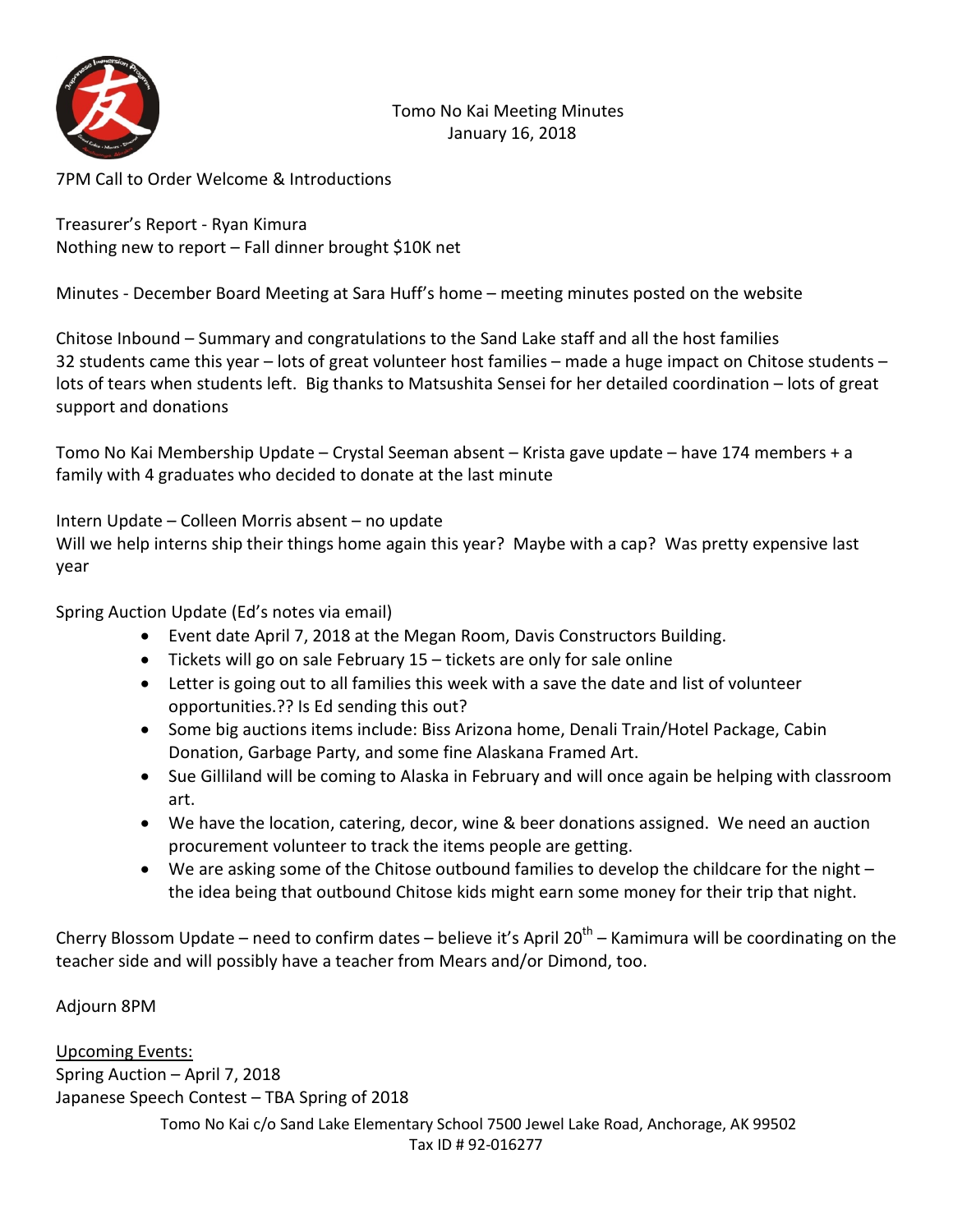# Tomo No Kai Meeting Minutes
January 16, 2018

7PM Call to Order Welcome & Introductions

Treasurer's Report - Ryan Kimura
Nothing new to report – Fall dinner brought $10K net

Minutes - December Board Meeting at Sara Huff's home – meeting minutes posted on the website

Chitose Inbound – Summary and congratulations to the Sand Lake staff and all the host families
32 students came this year – lots of great volunteer host families – made a huge impact on Chitose students – lots of tears when students left. Big thanks to Matsushita Sensei for her detailed coordination – lots of great support and donations

Tomo No Kai Membership Update – Crystal Seeman absent – Krista gave update – have 174 members + a family with 4 graduates who decided to donate at the last minute

Intern Update – Colleen Morris absent – no update
Will we help interns ship their things home again this year? Maybe with a cap? Was pretty expensive last year

Spring Auction Update (Ed's notes via email)

- Event date April 7, 2018 at the Megan Room, Davis Constructors Building.
- Tickets will go on sale February 15 – tickets are only for sale online
- Letter is going out to all families this week with a save the date and list of volunteer opportunities.?? Is Ed sending this out?
- Some big auctions items include: Biss Arizona home, Denali Train/Hotel Package, Cabin Donation, Garbage Party, and some fine Alaskana Framed Art.
- Sue Gilliland will be coming to Alaska in February and will once again be helping with classroom art.
- We have the location, catering, decor, wine & beer donations assigned. We need an auction procurement volunteer to track the items people are getting.
- We are asking some of the Chitose outbound families to develop the childcare for the night – the idea being that outbound Chitose kids might earn some money for their trip that night.

Cherry Blossom Update – need to confirm dates – believe it's April 20th – Kamimura will be coordinating on the teacher side and will possibly have a teacher from Mears and/or Dimond, too.

Adjourn 8PM

<u>Upcoming Events:</u>
Spring Auction – April 7, 2018
Japanese Speech Contest – TBA Spring of 2018

Tomo No Kai c/o Sand Lake Elementary School 7500 Jewel Lake Road, Anchorage, AK 99502
Tax ID # 92-016277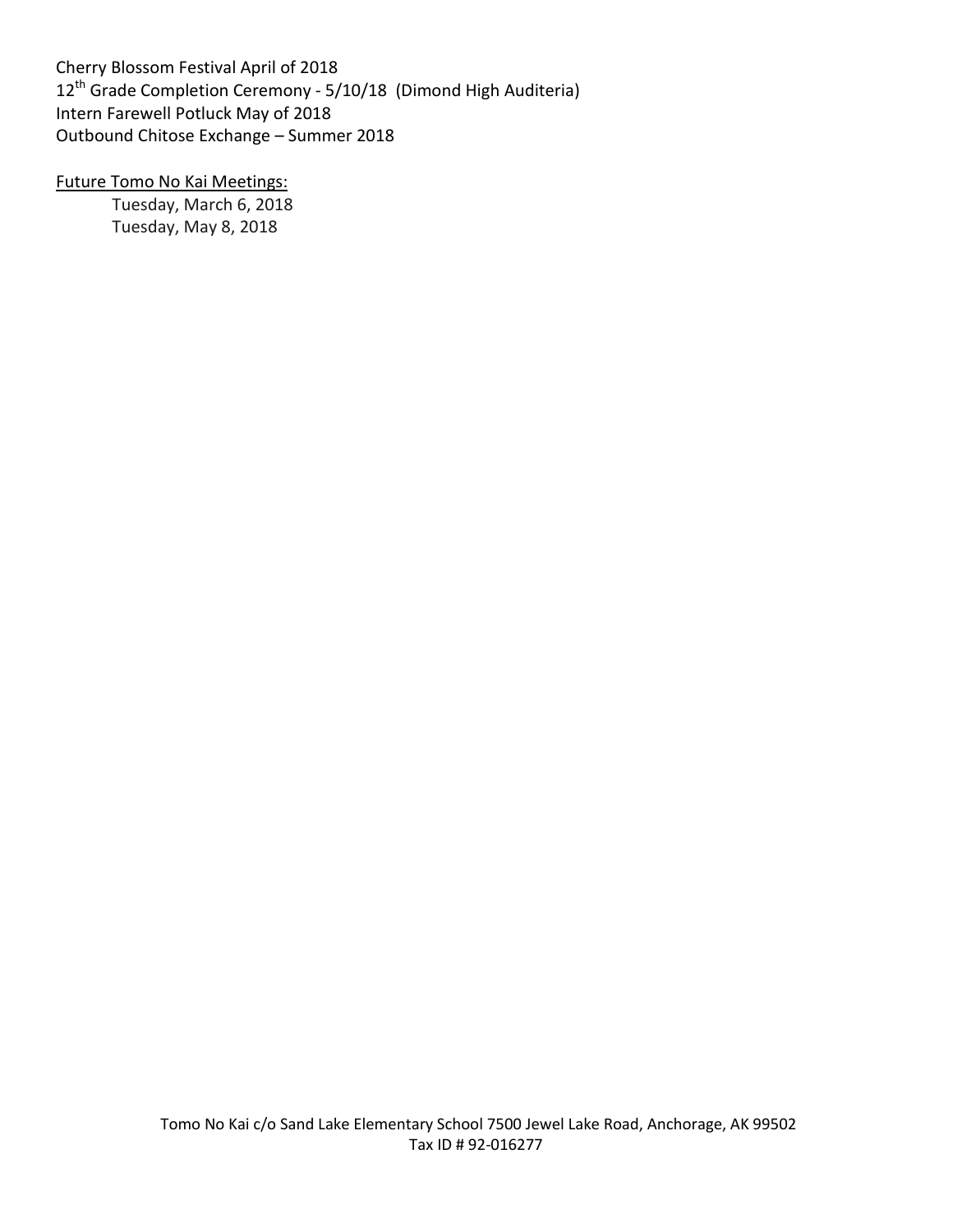Cherry Blossom Festival April of 2018
12th Grade Completion Ceremony - 5/10/18 (Dimond High Auditeria)
Intern Farewell Potluck May of 2018
Outbound Chitose Exchange – Summer 2018

<u>Future Tomo No Kai Meetings:</u>

Tuesday, March 6, 2018
Tuesday, May 8, 2018

Tomo No Kai c/o Sand Lake Elementary School 7500 Jewel Lake Road, Anchorage, AK 99502
Tax ID # 92-016277